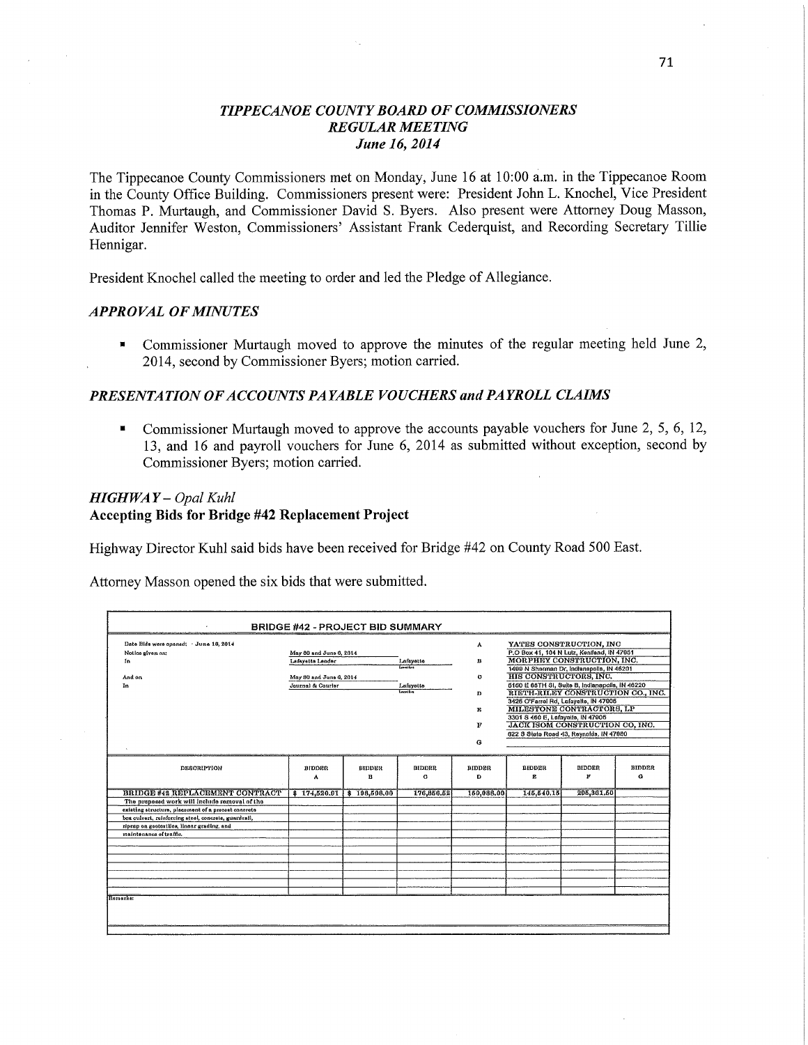# *TIPPECANOE COUNTY BOARD OF COMMISSIONERS*
## *REGULAR MEETING*
### *June 16, 2014*

The Tippecanoe County Commissioners met on Monday, June 16 at 10:00 a.m. in the Tippecanoe Room in the County Office Building. Commissioners present were: President John L. Knochel, Vice President Thomas P. Murtaugh, and Commissioner David S. Byers. Also present were Attorney Doug Masson, Auditor Jennifer Weston, Commissioners' Assistant Frank Cederquist, and Recording Secretary Tillie Hennigar.

President Knochel called the meeting to order and led the Pledge of Allegiance.

### *APPROVAL OF MINUTES*

- Commissioner Murtaugh moved to approve the minutes of the regular meeting held June 2, 2014, second by Commissioner Byers; motion carried.

### *PRESENTATION OF ACCOUNTS PAYABLE VOUCHERS and PAYROLL CLAIMS*

- Commissioner Murtaugh moved to approve the accounts payable vouchers for June 2, 5, 6, 12, 13, and 16 and payroll vouchers for June 6, 2014 as submitted without exception, second by Commissioner Byers; motion carried.

### *HIGHWAY – Opal Kuhl*
**Accepting Bids for Bridge #42 Replacement Project**

Highway Director Kuhl said bids have been received for Bridge #42 on County Road 500 East.

Attorney Masson opened the six bids that were submitted.

**BRIDGE #42 - PROJECT BID SUMMARY**

Date Bids were opened: June 16, 2014
Notice given on: May 30 and June 6, 2014 In Lafayette Leader, Lafayette
And on May 30 and June 6, 2014 In Journal & Courier, Lafayette

A. YATES CONSTRUCTION, INC — P.O Box 41, 104 N Lutz, Kentland, IN 47951
B. MORPHEY CONSTRUCTION, INC. — 1499 N Sherman Dr, Indianapolis, IN 46201
C. HIS CONSTRUCTORS, INC. — 5150 E 65TH St, Suite B, Indianapolis, IN 46220
D. RIETH-RILEY CONSTRUCTION CO., INC. — 3426 O'Farrel Rd, Lafayette, IN 47905
E. MILESTONE CONTRACTORS, LP — 3301 S 460 E, Lafayette, IN 47905
F. JACK ISOM CONSTRUCTION CO, INC. — 622 S State Road 43, Reynolds, IN 47980
G.

| DESCRIPTION | BIDDER A | BIDDER B | BIDDER C | BIDDER D | BIDDER E | BIDDER F | BIDDER G |
|---|---|---|---|---|---|---|---|
| BRIDGE #42 REPLACEMENT CONTRACT | $ 174,520.01 | $ 198,598.00 | 176,850.52 | 150,088.00 | 145,540.15 | 205,361.50 | |
| The proposed work will include removal of the existing structure, placement of a precast concrete box culvert, reinforcing steel, concrete, guardrail, riprap on geotextiles, linear grading, and maintenance of traffic. | | | | | | | |

Remarks: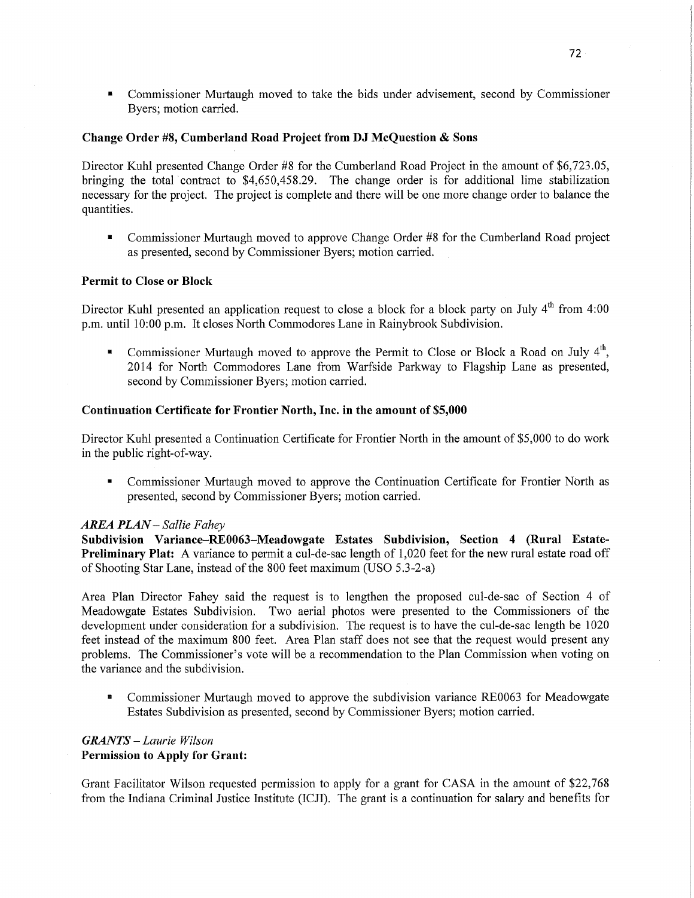- Commissioner Murtaugh moved to take the bids under advisement, second by Commissioner Byers; motion carried.

**Change Order #8, Cumberland Road Project from DJ McQuestion & Sons**

Director Kuhl presented Change Order #8 for the Cumberland Road Project in the amount of $6,723.05, bringing the total contract to $4,650,458.29. The change order is for additional lime stabilization necessary for the project. The project is complete and there will be one more change order to balance the quantities.

- Commissioner Murtaugh moved to approve Change Order #8 for the Cumberland Road project as presented, second by Commissioner Byers; motion carried.

**Permit to Close or Block**

Director Kuhl presented an application request to close a block for a block party on July 4th from 4:00 p.m. until 10:00 p.m. It closes North Commodores Lane in Rainybrook Subdivision.

- Commissioner Murtaugh moved to approve the Permit to Close or Block a Road on July 4th, 2014 for North Commodores Lane from Warfside Parkway to Flagship Lane as presented, second by Commissioner Byers; motion carried.

**Continuation Certificate for Frontier North, Inc. in the amount of $5,000**

Director Kuhl presented a Continuation Certificate for Frontier North in the amount of $5,000 to do work in the public right-of-way.

- Commissioner Murtaugh moved to approve the Continuation Certificate for Frontier North as presented, second by Commissioner Byers; motion carried.

***AREA PLAN** – Sallie Fahey*

**Subdivision Variance–RE0063–Meadowgate Estates Subdivision, Section 4 (Rural Estate-Preliminary Plat:** A variance to permit a cul-de-sac length of 1,020 feet for the new rural estate road off of Shooting Star Lane, instead of the 800 feet maximum (USO 5.3-2-a)

Area Plan Director Fahey said the request is to lengthen the proposed cul-de-sac of Section 4 of Meadowgate Estates Subdivision. Two aerial photos were presented to the Commissioners of the development under consideration for a subdivision. The request is to have the cul-de-sac length be 1020 feet instead of the maximum 800 feet. Area Plan staff does not see that the request would present any problems. The Commissioner's vote will be a recommendation to the Plan Commission when voting on the variance and the subdivision.

- Commissioner Murtaugh moved to approve the subdivision variance RE0063 for Meadowgate Estates Subdivision as presented, second by Commissioner Byers; motion carried.

***GRANTS** – Laurie Wilson*

**Permission to Apply for Grant:**

Grant Facilitator Wilson requested permission to apply for a grant for CASA in the amount of $22,768 from the Indiana Criminal Justice Institute (ICJI). The grant is a continuation for salary and benefits for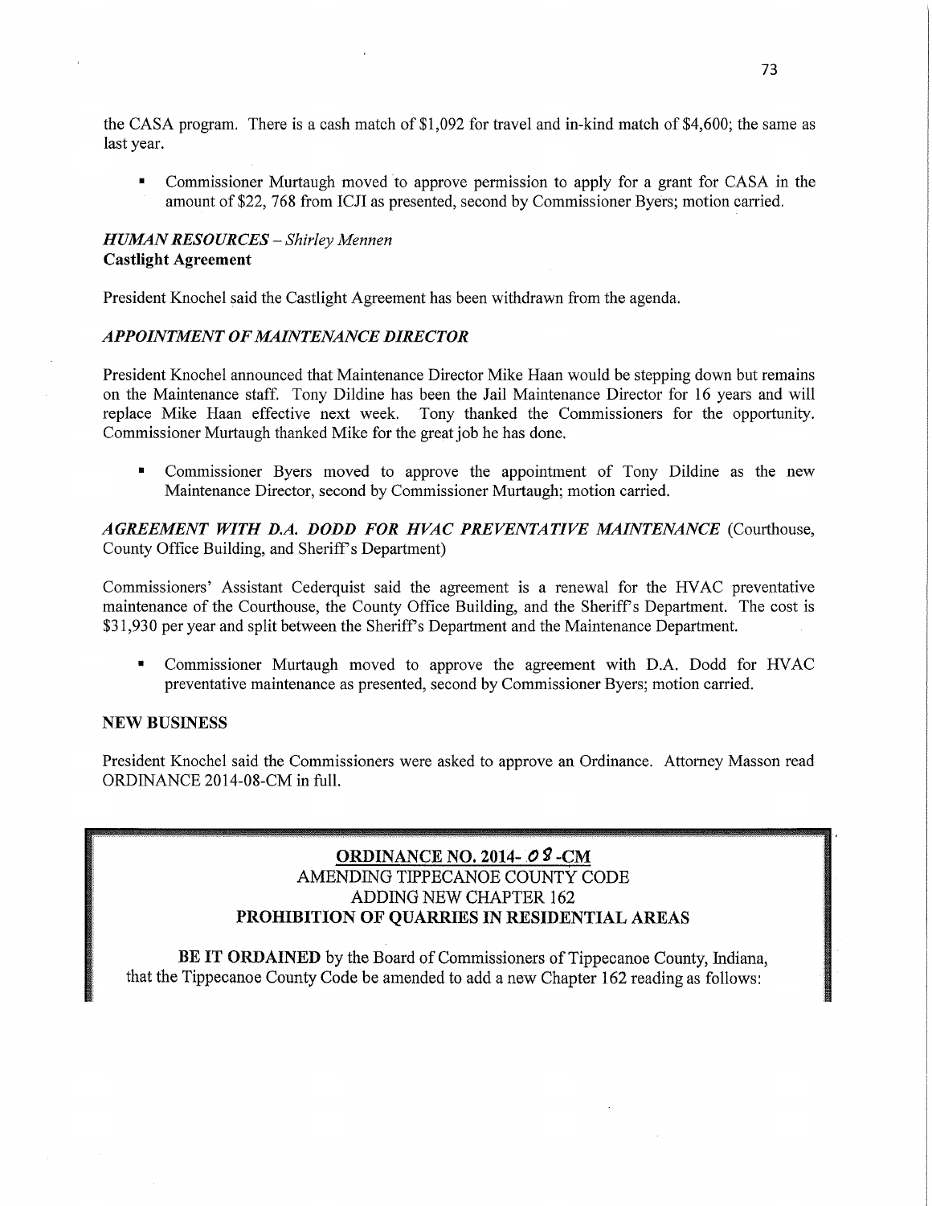the CASA program. There is a cash match of $1,092 for travel and in-kind match of $4,600; the same as last year.

- Commissioner Murtaugh moved to approve permission to apply for a grant for CASA in the amount of $22, 768 from ICJI as presented, second by Commissioner Byers; motion carried.

### *HUMAN RESOURCES – Shirley Mennen*
**Castlight Agreement**

President Knochel said the Castlight Agreement has been withdrawn from the agenda.

### *APPOINTMENT OF MAINTENANCE DIRECTOR*

President Knochel announced that Maintenance Director Mike Haan would be stepping down but remains on the Maintenance staff. Tony Dildine has been the Jail Maintenance Director for 16 years and will replace Mike Haan effective next week. Tony thanked the Commissioners for the opportunity. Commissioner Murtaugh thanked Mike for the great job he has done.

- Commissioner Byers moved to approve the appointment of Tony Dildine as the new Maintenance Director, second by Commissioner Murtaugh; motion carried.

***AGREEMENT WITH D.A. DODD FOR HVAC PREVENTATIVE MAINTENANCE*** (Courthouse, County Office Building, and Sheriff's Department)

Commissioners' Assistant Cederquist said the agreement is a renewal for the HVAC preventative maintenance of the Courthouse, the County Office Building, and the Sheriff's Department. The cost is $31,930 per year and split between the Sheriff's Department and the Maintenance Department.

- Commissioner Murtaugh moved to approve the agreement with D.A. Dodd for HVAC preventative maintenance as presented, second by Commissioner Byers; motion carried.

### NEW BUSINESS

President Knochel said the Commissioners were asked to approve an Ordinance. Attorney Masson read ORDINANCE 2014-08-CM in full.

**ORDINANCE NO. 2014-08-CM**
AMENDING TIPPECANOE COUNTY CODE
ADDING NEW CHAPTER 162
**PROHIBITION OF QUARRIES IN RESIDENTIAL AREAS**

**BE IT ORDAINED** by the Board of Commissioners of Tippecanoe County, Indiana, that the Tippecanoe County Code be amended to add a new Chapter 162 reading as follows: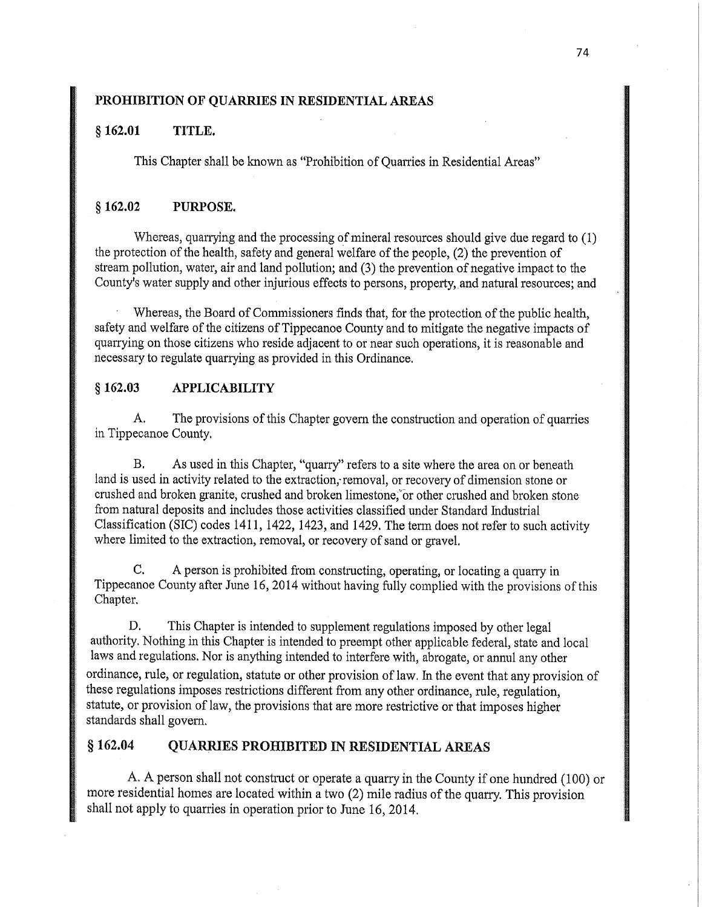## PROHIBITION OF QUARRIES IN RESIDENTIAL AREAS

### § 162.01 TITLE.

This Chapter shall be known as "Prohibition of Quarries in Residential Areas"

### § 162.02 PURPOSE.

Whereas, quarrying and the processing of mineral resources should give due regard to (1) the protection of the health, safety and general welfare of the people, (2) the prevention of stream pollution, water, air and land pollution; and (3) the prevention of negative impact to the County's water supply and other injurious effects to persons, property, and natural resources; and

Whereas, the Board of Commissioners finds that, for the protection of the public health, safety and welfare of the citizens of Tippecanoe County and to mitigate the negative impacts of quarrying on those citizens who reside adjacent to or near such operations, it is reasonable and necessary to regulate quarrying as provided in this Ordinance.

### § 162.03 APPLICABILITY

A. The provisions of this Chapter govern the construction and operation of quarries in Tippecanoe County.

B. As used in this Chapter, "quarry" refers to a site where the area on or beneath land is used in activity related to the extraction, removal, or recovery of dimension stone or crushed and broken granite, crushed and broken limestone, or other crushed and broken stone from natural deposits and includes those activities classified under Standard Industrial Classification (SIC) codes 1411, 1422, 1423, and 1429. The term does not refer to such activity where limited to the extraction, removal, or recovery of sand or gravel.

C. A person is prohibited from constructing, operating, or locating a quarry in Tippecanoe County after June 16, 2014 without having fully complied with the provisions of this Chapter.

D. This Chapter is intended to supplement regulations imposed by other legal authority. Nothing in this Chapter is intended to preempt other applicable federal, state and local laws and regulations. Nor is anything intended to interfere with, abrogate, or annul any other ordinance, rule, or regulation, statute or other provision of law. In the event that any provision of these regulations imposes restrictions different from any other ordinance, rule, regulation, statute, or provision of law, the provisions that are more restrictive or that imposes higher standards shall govern.

### § 162.04 QUARRIES PROHIBITED IN RESIDENTIAL AREAS

A. A person shall not construct or operate a quarry in the County if one hundred (100) or more residential homes are located within a two (2) mile radius of the quarry. This provision shall not apply to quarries in operation prior to June 16, 2014.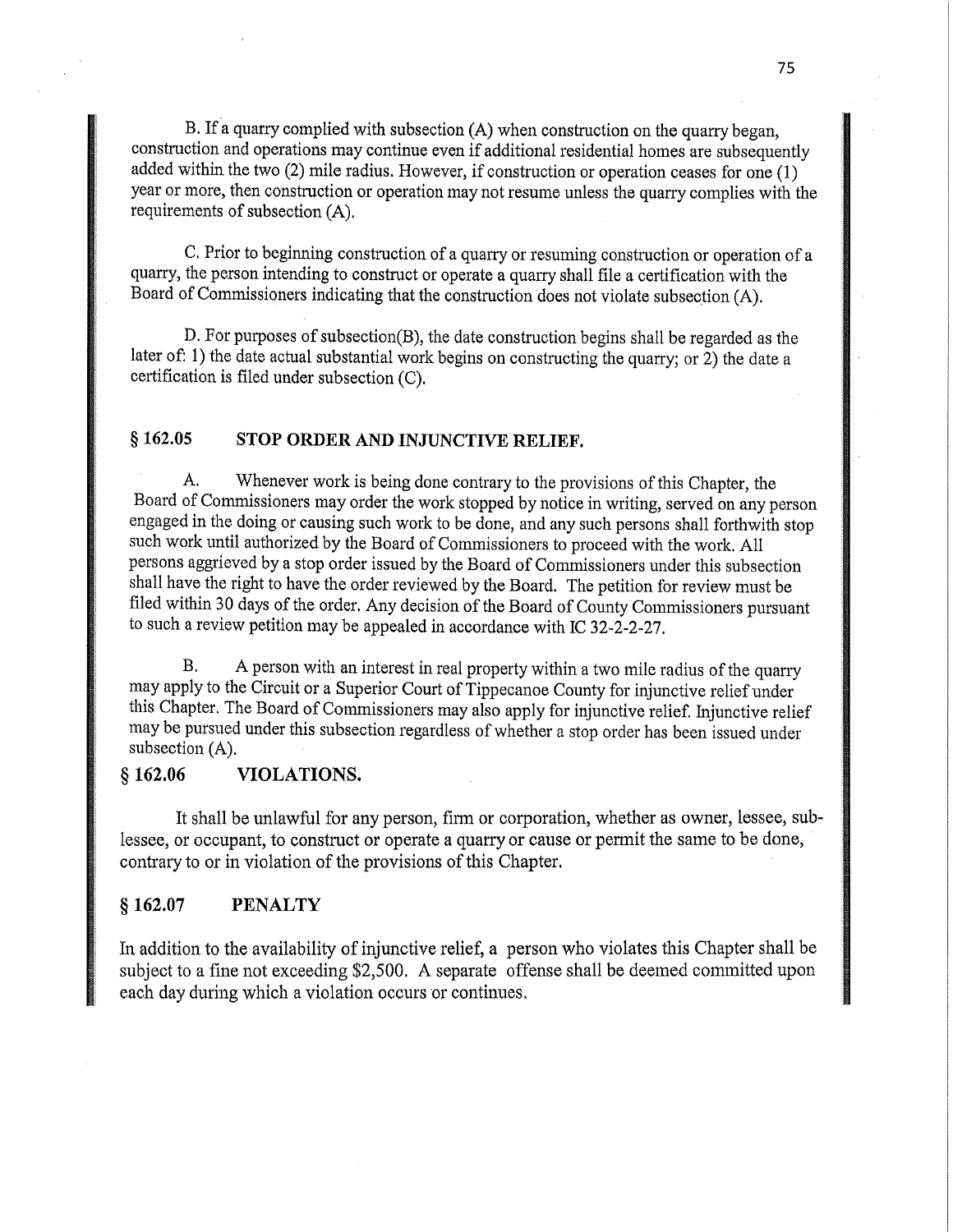B. If a quarry complied with subsection (A) when construction on the quarry began, construction and operations may continue even if additional residential homes are subsequently added within the two (2) mile radius. However, if construction or operation ceases for one (1) year or more, then construction or operation may not resume unless the quarry complies with the requirements of subsection (A).

C. Prior to beginning construction of a quarry or resuming construction or operation of a quarry, the person intending to construct or operate a quarry shall file a certification with the Board of Commissioners indicating that the construction does not violate subsection (A).

D. For purposes of subsection(B), the date construction begins shall be regarded as the later of: 1) the date actual substantial work begins on constructing the quarry; or 2) the date a certification is filed under subsection (C).

## § 162.05 STOP ORDER AND INJUNCTIVE RELIEF.

A. Whenever work is being done contrary to the provisions of this Chapter, the Board of Commissioners may order the work stopped by notice in writing, served on any person engaged in the doing or causing such work to be done, and any such persons shall forthwith stop such work until authorized by the Board of Commissioners to proceed with the work. All persons aggrieved by a stop order issued by the Board of Commissioners under this subsection shall have the right to have the order reviewed by the Board. The petition for review must be filed within 30 days of the order. Any decision of the Board of County Commissioners pursuant to such a review petition may be appealed in accordance with IC 32-2-2-27.

B. A person with an interest in real property within a two mile radius of the quarry may apply to the Circuit or a Superior Court of Tippecanoe County for injunctive relief under this Chapter. The Board of Commissioners may also apply for injunctive relief. Injunctive relief may be pursued under this subsection regardless of whether a stop order has been issued under subsection (A).

## § 162.06 VIOLATIONS.

It shall be unlawful for any person, firm or corporation, whether as owner, lessee, sub-lessee, or occupant, to construct or operate a quarry or cause or permit the same to be done, contrary to or in violation of the provisions of this Chapter.

## § 162.07 PENALTY

In addition to the availability of injunctive relief, a person who violates this Chapter shall be subject to a fine not exceeding $2,500. A separate offense shall be deemed committed upon each day during which a violation occurs or continues.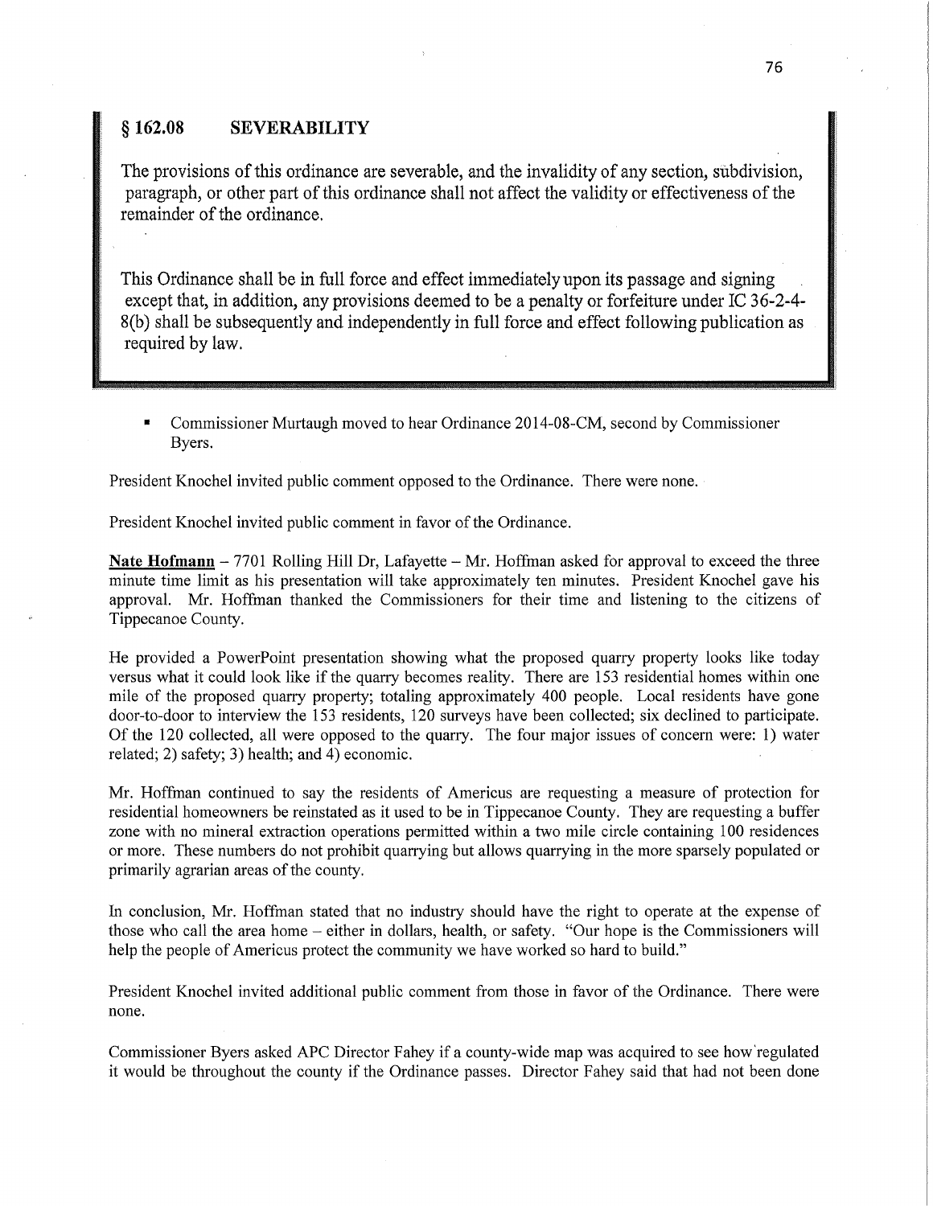## § 162.08 SEVERABILITY

The provisions of this ordinance are severable, and the invalidity of any section, subdivision, paragraph, or other part of this ordinance shall not affect the validity or effectiveness of the remainder of the ordinance.

This Ordinance shall be in full force and effect immediately upon its passage and signing except that, in addition, any provisions deemed to be a penalty or forfeiture under IC 36-2-4-8(b) shall be subsequently and independently in full force and effect following publication as required by law.

- Commissioner Murtaugh moved to hear Ordinance 2014-08-CM, second by Commissioner Byers.

President Knochel invited public comment opposed to the Ordinance. There were none.

President Knochel invited public comment in favor of the Ordinance.

**Nate Hofmann** – 7701 Rolling Hill Dr, Lafayette – Mr. Hoffman asked for approval to exceed the three minute time limit as his presentation will take approximately ten minutes. President Knochel gave his approval. Mr. Hoffman thanked the Commissioners for their time and listening to the citizens of Tippecanoe County.

He provided a PowerPoint presentation showing what the proposed quarry property looks like today versus what it could look like if the quarry becomes reality. There are 153 residential homes within one mile of the proposed quarry property; totaling approximately 400 people. Local residents have gone door-to-door to interview the 153 residents, 120 surveys have been collected; six declined to participate. Of the 120 collected, all were opposed to the quarry. The four major issues of concern were: 1) water related; 2) safety; 3) health; and 4) economic.

Mr. Hoffman continued to say the residents of Americus are requesting a measure of protection for residential homeowners be reinstated as it used to be in Tippecanoe County. They are requesting a buffer zone with no mineral extraction operations permitted within a two mile circle containing 100 residences or more. These numbers do not prohibit quarrying but allows quarrying in the more sparsely populated or primarily agrarian areas of the county.

In conclusion, Mr. Hoffman stated that no industry should have the right to operate at the expense of those who call the area home – either in dollars, health, or safety. "Our hope is the Commissioners will help the people of Americus protect the community we have worked so hard to build."

President Knochel invited additional public comment from those in favor of the Ordinance. There were none.

Commissioner Byers asked APC Director Fahey if a county-wide map was acquired to see how regulated it would be throughout the county if the Ordinance passes. Director Fahey said that had not been done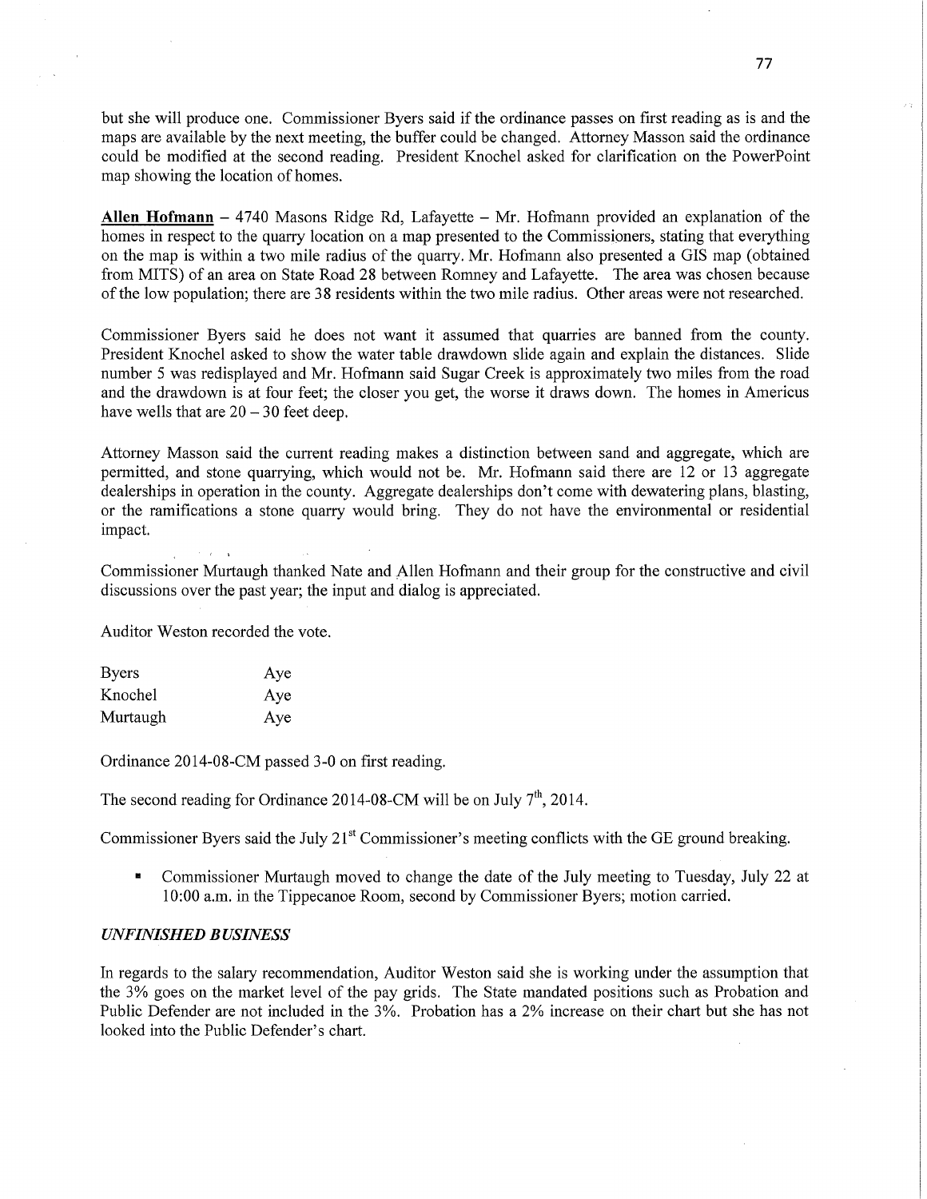but she will produce one. Commissioner Byers said if the ordinance passes on first reading as is and the maps are available by the next meeting, the buffer could be changed. Attorney Masson said the ordinance could be modified at the second reading. President Knochel asked for clarification on the PowerPoint map showing the location of homes.

**Allen Hofmann** – 4740 Masons Ridge Rd, Lafayette – Mr. Hofmann provided an explanation of the homes in respect to the quarry location on a map presented to the Commissioners, stating that everything on the map is within a two mile radius of the quarry. Mr. Hofmann also presented a GIS map (obtained from MITS) of an area on State Road 28 between Romney and Lafayette. The area was chosen because of the low population; there are 38 residents within the two mile radius. Other areas were not researched.

Commissioner Byers said he does not want it assumed that quarries are banned from the county. President Knochel asked to show the water table drawdown slide again and explain the distances. Slide number 5 was redisplayed and Mr. Hofmann said Sugar Creek is approximately two miles from the road and the drawdown is at four feet; the closer you get, the worse it draws down. The homes in Americus have wells that are 20 – 30 feet deep.

Attorney Masson said the current reading makes a distinction between sand and aggregate, which are permitted, and stone quarrying, which would not be. Mr. Hofmann said there are 12 or 13 aggregate dealerships in operation in the county. Aggregate dealerships don't come with dewatering plans, blasting, or the ramifications a stone quarry would bring. They do not have the environmental or residential impact.

Commissioner Murtaugh thanked Nate and Allen Hofmann and their group for the constructive and civil discussions over the past year; the input and dialog is appreciated.

Auditor Weston recorded the vote.

| | |
|---|---|
| Byers | Aye |
| Knochel | Aye |
| Murtaugh | Aye |

Ordinance 2014-08-CM passed 3-0 on first reading.

The second reading for Ordinance 2014-08-CM will be on July 7th, 2014.

Commissioner Byers said the July 21st Commissioner's meeting conflicts with the GE ground breaking.

- Commissioner Murtaugh moved to change the date of the July meeting to Tuesday, July 22 at 10:00 a.m. in the Tippecanoe Room, second by Commissioner Byers; motion carried.

### *UNFINISHED BUSINESS*

In regards to the salary recommendation, Auditor Weston said she is working under the assumption that the 3% goes on the market level of the pay grids. The State mandated positions such as Probation and Public Defender are not included in the 3%. Probation has a 2% increase on their chart but she has not looked into the Public Defender's chart.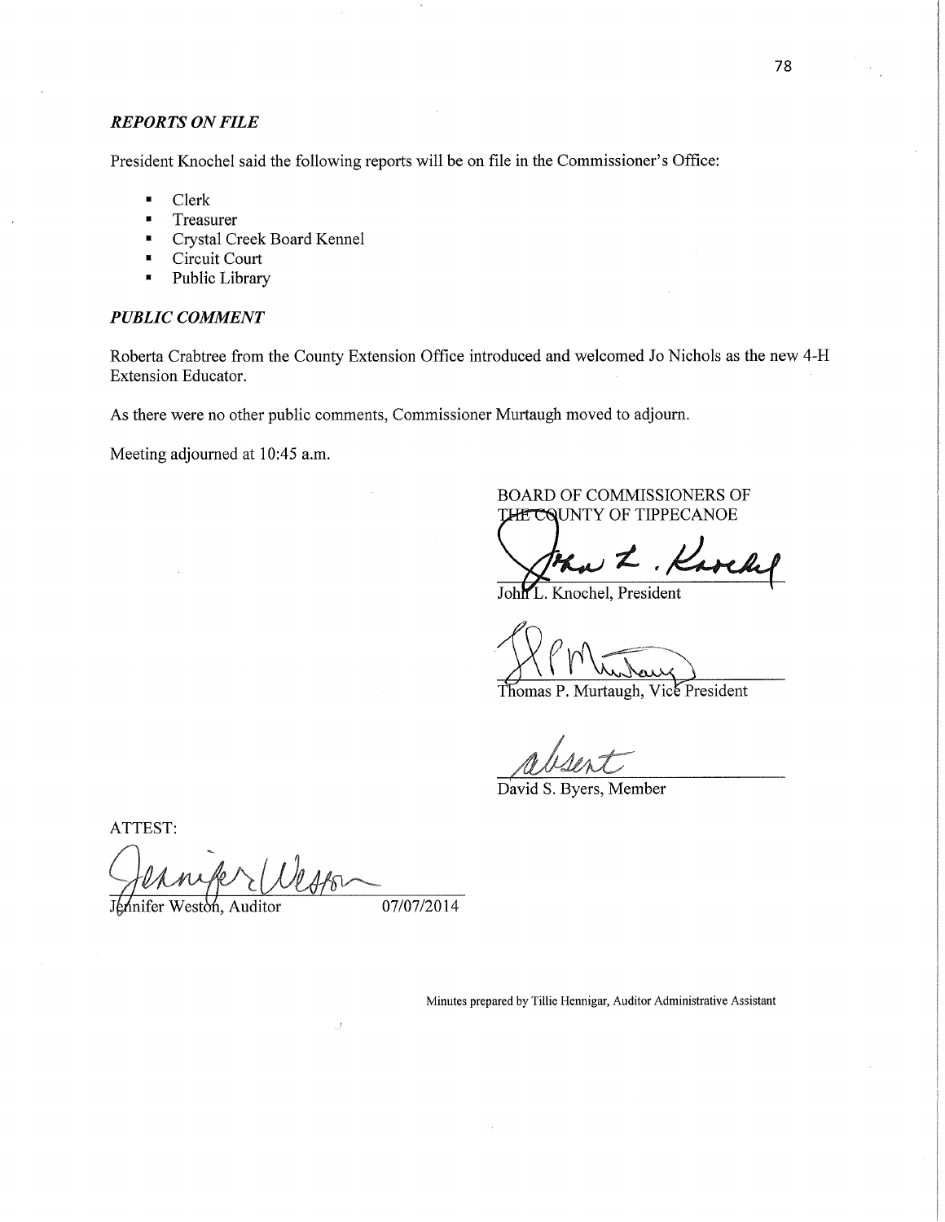### *REPORTS ON FILE*

President Knochel said the following reports will be on file in the Commissioner's Office:

- Clerk
- Treasurer
- Crystal Creek Board Kennel
- Circuit Court
- Public Library

### *PUBLIC COMMENT*

Roberta Crabtree from the County Extension Office introduced and welcomed Jo Nichols as the new 4-H Extension Educator.

As there were no other public comments, Commissioner Murtaugh moved to adjourn.

Meeting adjourned at 10:45 a.m.

BOARD OF COMMISSIONERS OF THE COUNTY OF TIPPECANOE

John L. Knochel, President

Thomas P. Murtaugh, Vice President

absent

David S. Byers, Member

ATTEST:

Jennifer Weston, Auditor 07/07/2014

Minutes prepared by Tillie Hennigar, Auditor Administrative Assistant